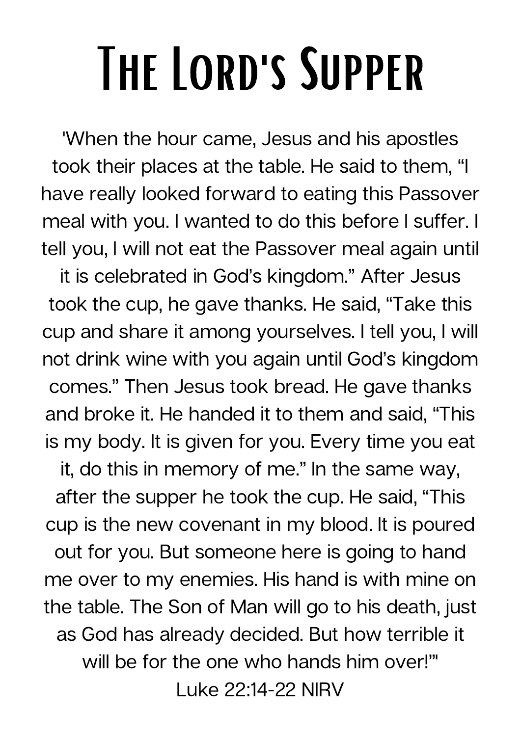# The Lord's Supper

'When the hour came, Jesus and his apostles took their places at the table. He said to them, "I have really looked forward to eating this Passover meal with you. I wanted to do this before I suffer. I tell you, I will not eat the Passover meal again until it is celebrated in God's kingdom." After Jesus took the cup, he gave thanks. He said, "Take this cup and share it among yourselves. I tell you, I will not drink wine with you again until God's kingdom comes." Then Jesus took bread. He gave thanks and broke it. He handed it to them and said, "This is my body. It is given for you. Every time you eat it, do this in memory of me." In the same way, after the supper he took the cup. He said, "This cup is the new covenant in my blood. It is poured out for you. But someone here is going to hand me over to my enemies. His hand is with mine on the table. The Son of Man will go to his death, just as God has already decided. But how terrible it will be for the one who hands him over!"'

Luke 22:14-22 NIRV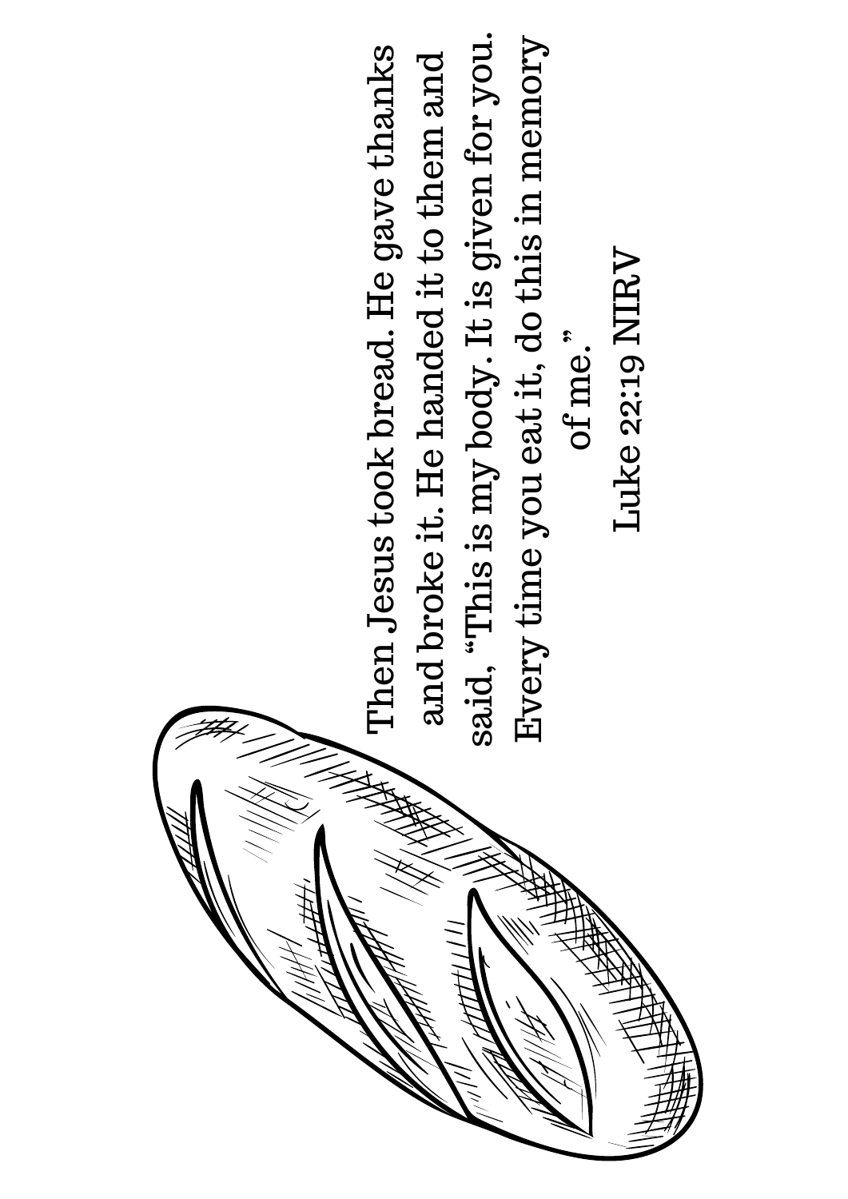Then Jesus took bread. He gave thanks and broke it. He handed it to them and said, "This is my body. It is given for you. Every time you eat it, do this in memory of me."

Luke 22:19 NIRV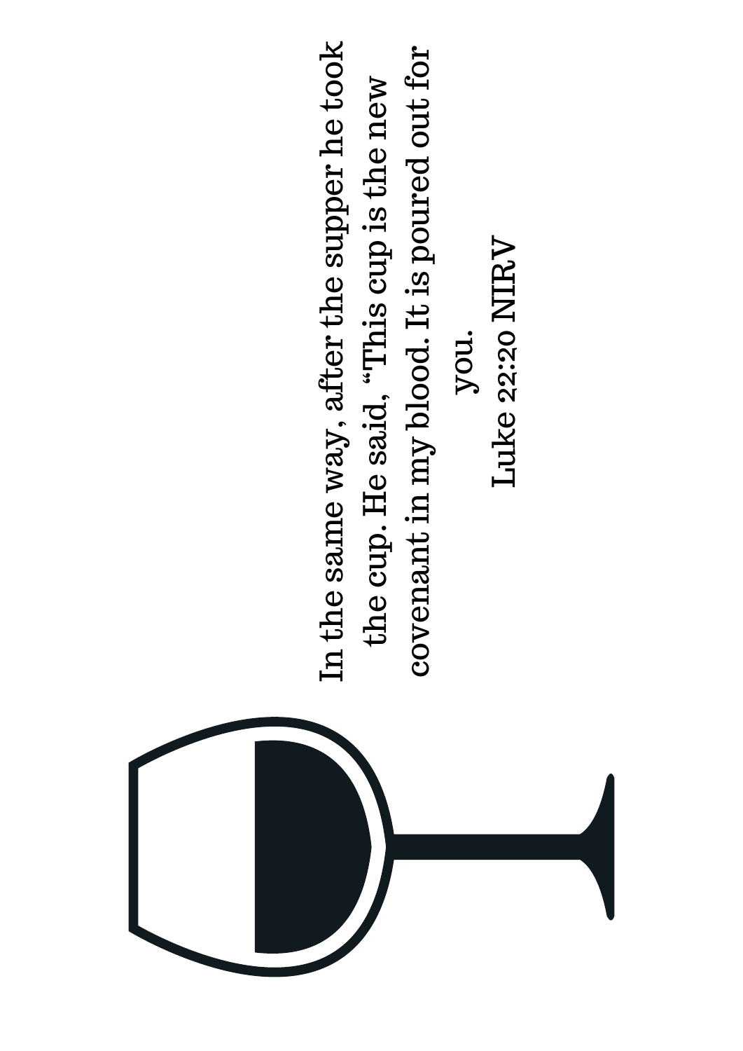In the same way, after the supper he took the cup. He said, "This cup is the new covenant in my blood. It is poured out for you.

Luke 22:20 NIRV